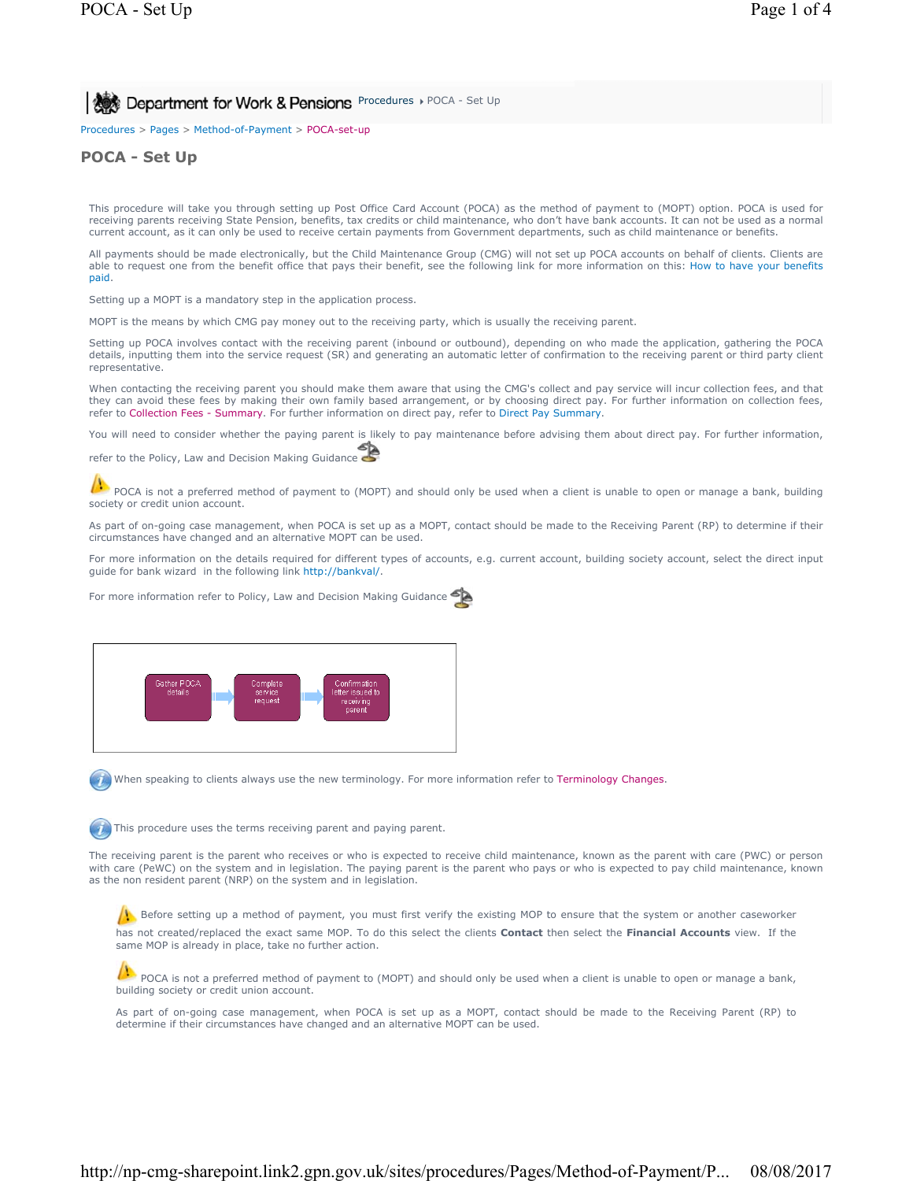Department for Work & Pensions Procedures ▸ POCA - Set Up

Procedures > Pages > Method-of-Payment > POCA-set-up

# POCA - Set Up

This procedure will take you through setting up Post Office Card Account (POCA) as the method of payment to (MOPT) option. POCA is used for receiving parents receiving State Pension, benefits, tax credits or child maintenance, who don't have bank accounts. It can not be used as a normal current account, as it can only be used to receive certain payments from Government departments, such as child maintenance or benefits.

All payments should be made electronically, but the Child Maintenance Group (CMG) will not set up POCA accounts on behalf of clients. Clients are able to request one from the benefit office that pays their benefit, see the following link for more information on this: How to have your benefits paid.

Setting up a MOPT is a mandatory step in the application process.

MOPT is the means by which CMG pay money out to the receiving party, which is usually the receiving parent.

Setting up POCA involves contact with the receiving parent (inbound or outbound), depending on who made the application, gathering the POCA details, inputting them into the service request (SR) and generating an automatic letter of confirmation to the receiving parent or third party client representative.

When contacting the receiving parent you should make them aware that using the CMG's collect and pay service will incur collection fees, and that they can avoid these fees by making their own family based arrangement, or by choosing direct pay. For further information on collection fees, refer to Collection Fees - Summary. For further information on direct pay, refer to Direct Pay Summary.

You will need to consider whether the paying parent is likely to pay maintenance before advising them about direct pay. For further information, refer to the Policy, Law and Decision Making Guidance

POCA is not a preferred method of payment to (MOPT) and should only be used when a client is unable to open or manage a bank, building society or credit union account.

As part of on-going case management, when POCA is set up as a MOPT, contact should be made to the Receiving Parent (RP) to determine if their circumstances have changed and an alternative MOPT can be used.

For more information on the details required for different types of accounts, e.g. current account, building society account, select the direct input guide for bank wizard in the following link http://bankval/.

For more information refer to Policy, Law and Decision Making Guidance

Gather POCA details → Complete service request → Confirmation letter issued to receiving parent

When speaking to clients always use the new terminology. For more information refer to Terminology Changes.

This procedure uses the terms receiving parent and paying parent.

The receiving parent is the parent who receives or who is expected to receive child maintenance, known as the parent with care (PWC) or person with care (PeWC) on the system and in legislation. The paying parent is the parent who pays or who is expected to pay child maintenance, known as the non resident parent (NRP) on the system and in legislation.

Before setting up a method of payment, you must first verify the existing MOP to ensure that the system or another caseworker has not created/replaced the exact same MOP. To do this select the clients **Contact** then select the **Financial Accounts** view. If the same MOP is already in place, take no further action.

POCA is not a preferred method of payment to (MOPT) and should only be used when a client is unable to open or manage a bank, building society or credit union account.

As part of on-going case management, when POCA is set up as a MOPT, contact should be made to the Receiving Parent (RP) to determine if their circumstances have changed and an alternative MOPT can be used.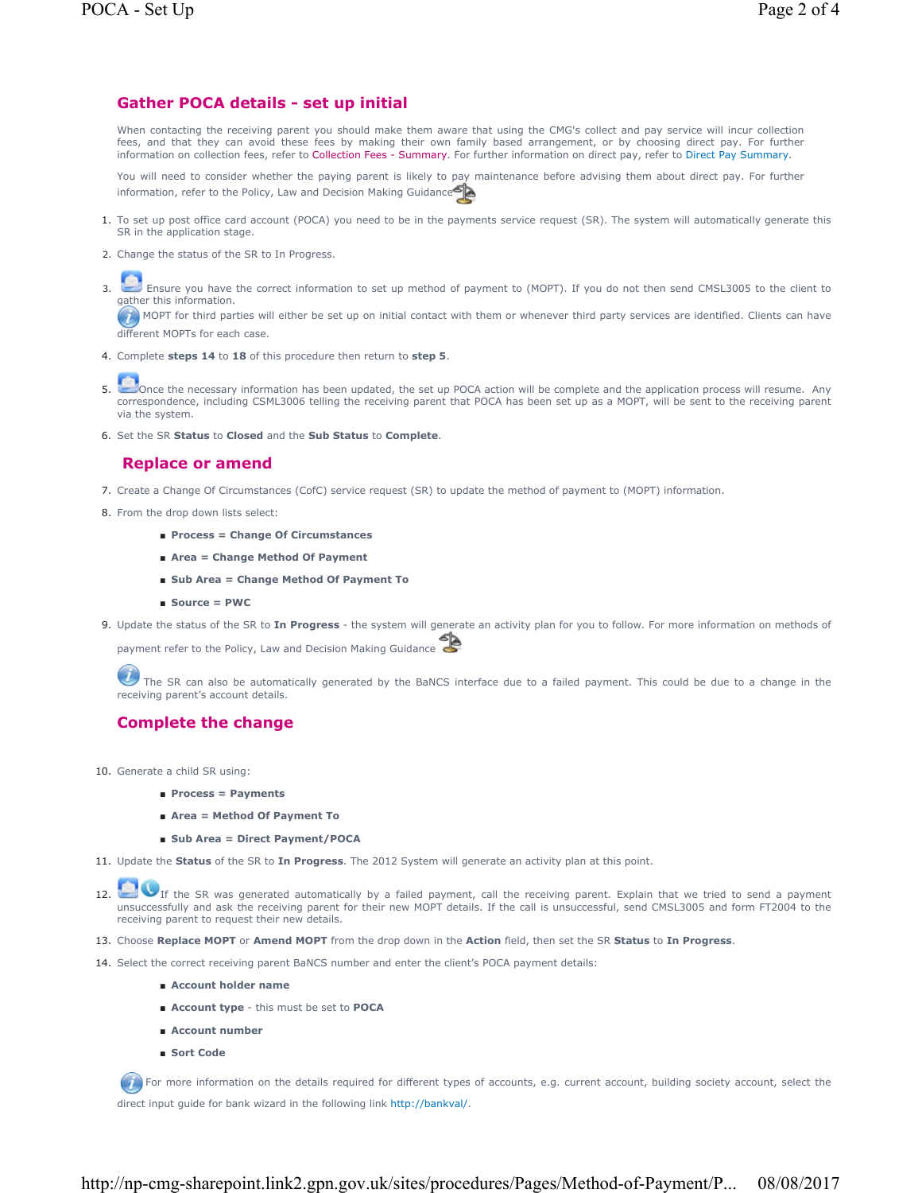## Gather POCA details - set up initial

When contacting the receiving parent you should make them aware that using the CMG's collect and pay service will incur collection fees, and that they can avoid these fees by making their own family based arrangement, or by choosing direct pay. For further information on collection fees, refer to Collection Fees - Summary. For further information on direct pay, refer to Direct Pay Summary.

You will need to consider whether the paying parent is likely to pay maintenance before advising them about direct pay. For further information, refer to the Policy, Law and Decision Making Guidance

1. To set up post office card account (POCA) you need to be in the payments service request (SR). The system will automatically generate this SR in the application stage.
2. Change the status of the SR to In Progress.
3. Ensure you have the correct information to set up method of payment to (MOPT). If you do not then send CMSL3005 to the client to gather this information.
   MOPT for third parties will either be set up on initial contact with them or whenever third party services are identified. Clients can have different MOPTs for each case.
4. Complete **steps 14** to **18** of this procedure then return to **step 5**.
5. Once the necessary information has been updated, the set up POCA action will be complete and the application process will resume. Any correspondence, including CSML3006 telling the receiving parent that POCA has been set up as a MOPT, will be sent to the receiving parent via the system.
6. Set the SR **Status** to **Closed** and the **Sub Status** to **Complete**.

## Replace or amend

7. Create a Change Of Circumstances (CofC) service request (SR) to update the method of payment to (MOPT) information.
8. From the drop down lists select:
   - **Process = Change Of Circumstances**
   - **Area = Change Method Of Payment**
   - **Sub Area = Change Method Of Payment To**
   - **Source = PWC**
9. Update the status of the SR to **In Progress** - the system will generate an activity plan for you to follow. For more information on methods of payment refer to the Policy, Law and Decision Making Guidance

   The SR can also be automatically generated by the BaNCS interface due to a failed payment. This could be due to a change in the receiving parent's account details.

## Complete the change

10. Generate a child SR using:
    - **Process = Payments**
    - **Area = Method Of Payment To**
    - **Sub Area = Direct Payment/POCA**
11. Update the **Status** of the SR to **In Progress**. The 2012 System will generate an activity plan at this point.
12. If the SR was generated automatically by a failed payment, call the receiving parent. Explain that we tried to send a payment unsuccessfully and ask the receiving parent for their new MOPT details. If the call is unsuccessful, send CMSL3005 and form FT2004 to the receiving parent to request their new details.
13. Choose **Replace MOPT** or **Amend MOPT** from the drop down in the **Action** field, then set the SR **Status** to **In Progress**.
14. Select the correct receiving parent BaNCS number and enter the client's POCA payment details:
    - **Account holder name**
    - **Account type** - this must be set to **POCA**
    - **Account number**
    - **Sort Code**

    For more information on the details required for different types of accounts, e.g. current account, building society account, select the direct input guide for bank wizard in the following link http://bankval/.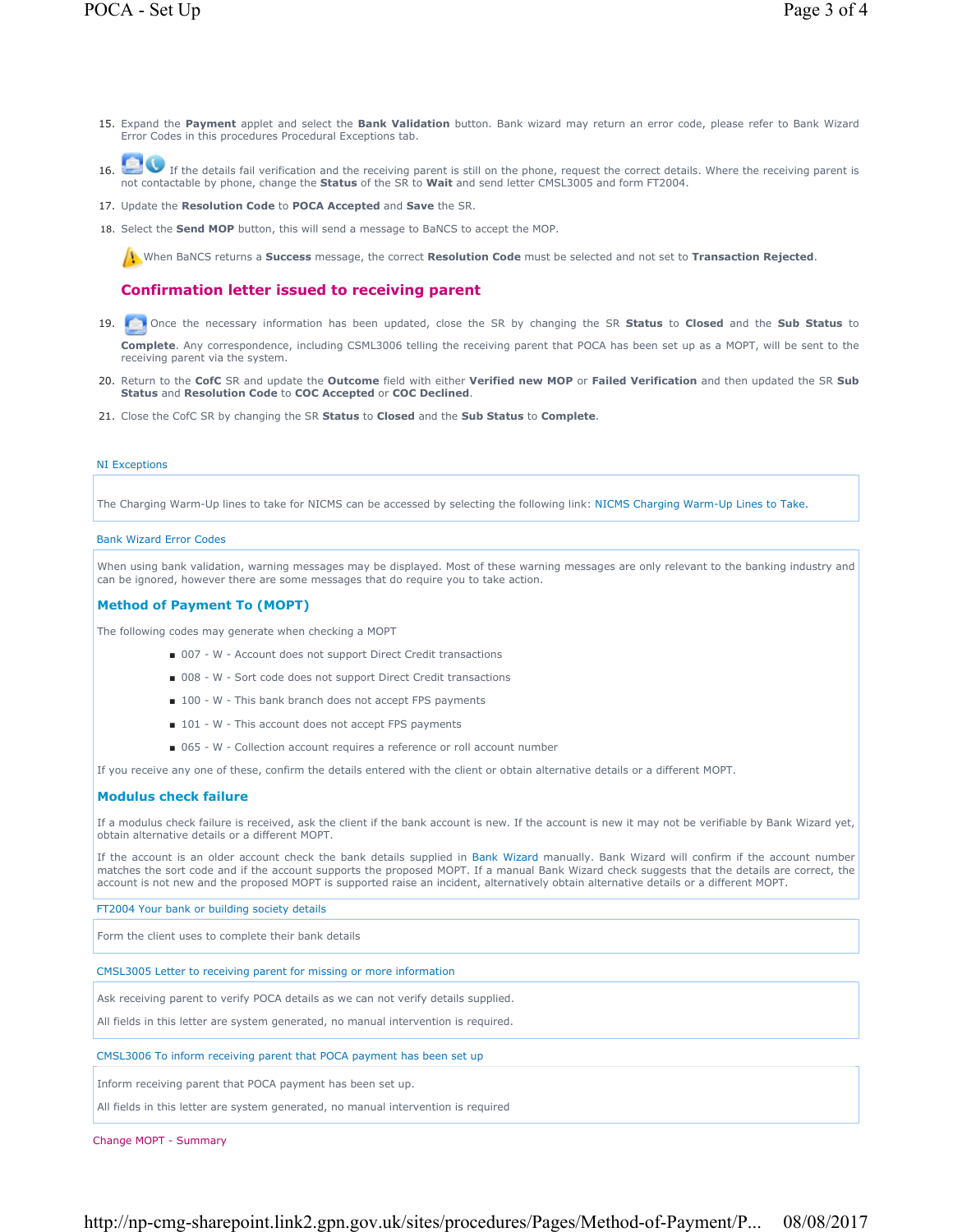15. Expand the **Payment** applet and select the **Bank Validation** button. Bank wizard may return an error code, please refer to Bank Wizard Error Codes in this procedures Procedural Exceptions tab.

16. If the details fail verification and the receiving parent is still on the phone, request the correct details. Where the receiving parent is not contactable by phone, change the **Status** of the SR to **Wait** and send letter CMSL3005 and form FT2004.

17. Update the **Resolution Code** to **POCA Accepted** and **Save** the SR.

18. Select the **Send MOP** button, this will send a message to BaNCS to accept the MOP.

    When BaNCS returns a **Success** message, the correct **Resolution Code** must be selected and not set to **Transaction Rejected**.

### Confirmation letter issued to receiving parent

19. Once the necessary information has been updated, close the SR by changing the SR **Status** to **Closed** and the **Sub Status** to **Complete**. Any correspondence, including CSML3006 telling the receiving parent that POCA has been set up as a MOPT, will be sent to the receiving parent via the system.

20. Return to the **CofC** SR and update the **Outcome** field with either **Verified new MOP** or **Failed Verification** and then updated the SR **Sub Status** and **Resolution Code** to **COC Accepted** or **COC Declined**.

21. Close the CofC SR by changing the SR **Status** to **Closed** and the **Sub Status** to **Complete**.

NI Exceptions

The Charging Warm-Up lines to take for NICMS can be accessed by selecting the following link: NICMS Charging Warm-Up Lines to Take.

Bank Wizard Error Codes

When using bank validation, warning messages may be displayed. Most of these warning messages are only relevant to the banking industry and can be ignored, however there are some messages that do require you to take action.

### Method of Payment To (MOPT)

The following codes may generate when checking a MOPT

- 007 - W - Account does not support Direct Credit transactions
- 008 - W - Sort code does not support Direct Credit transactions
- 100 - W - This bank branch does not accept FPS payments
- 101 - W - This account does not accept FPS payments
- 065 - W - Collection account requires a reference or roll account number

If you receive any one of these, confirm the details entered with the client or obtain alternative details or a different MOPT.

### Modulus check failure

If a modulus check failure is received, ask the client if the bank account is new. If the account is new it may not be verifiable by Bank Wizard yet, obtain alternative details or a different MOPT.

If the account is an older account check the bank details supplied in Bank Wizard manually. Bank Wizard will confirm if the account number matches the sort code and if the account supports the proposed MOPT. If a manual Bank Wizard check suggests that the details are correct, the account is not new and the proposed MOPT is supported raise an incident, alternatively obtain alternative details or a different MOPT.

FT2004 Your bank or building society details

Form the client uses to complete their bank details

CMSL3005 Letter to receiving parent for missing or more information

Ask receiving parent to verify POCA details as we can not verify details supplied.

All fields in this letter are system generated, no manual intervention is required.

CMSL3006 To inform receiving parent that POCA payment has been set up

Inform receiving parent that POCA payment has been set up.

All fields in this letter are system generated, no manual intervention is required

Change MOPT - Summary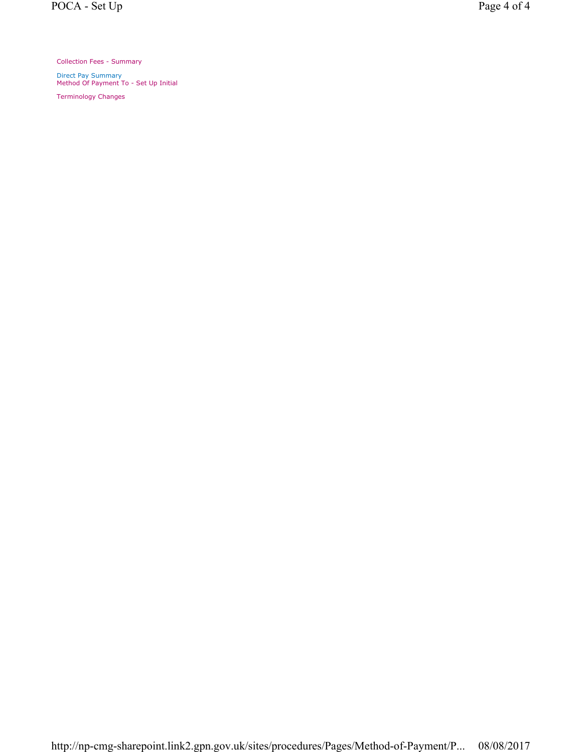Collection Fees - Summary

Direct Pay Summary
Method Of Payment To - Set Up Initial

Terminology Changes